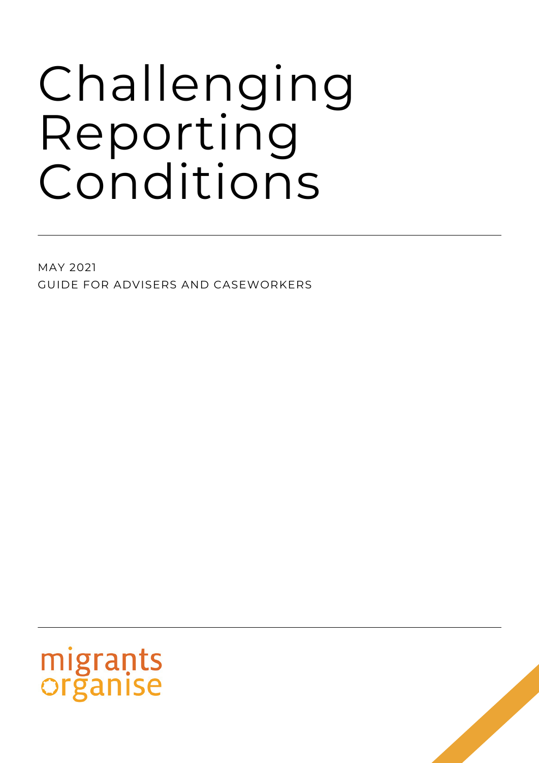# Challenging Reporting Conditions

MAY 2021

GUIDE FOR ADVISERS AND CASEWORKERS

migrants organise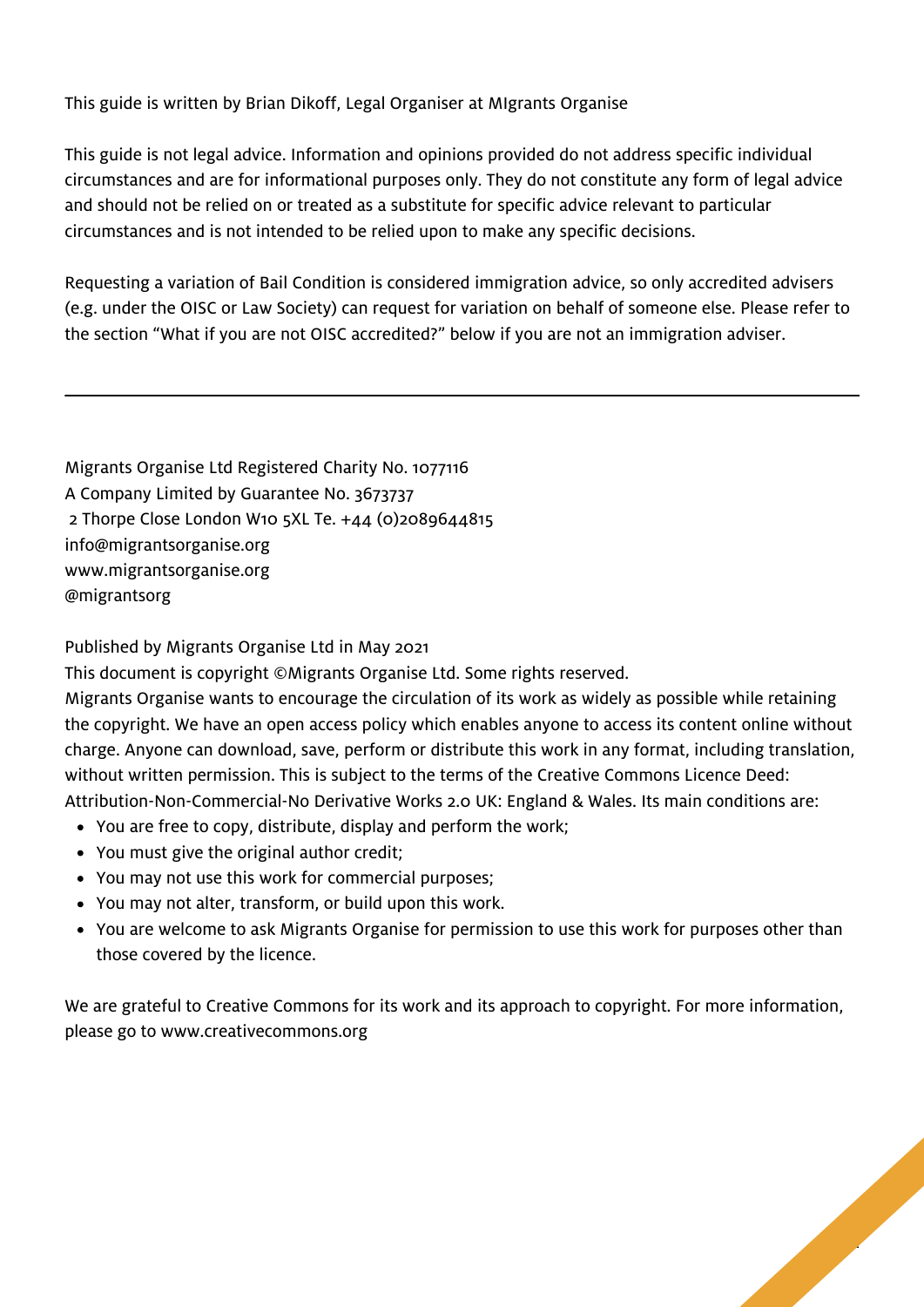This guide is written by Brian Dikoff, Legal Organiser at MIgrants Organise

This guide is not legal advice. Information and opinions provided do not address specific individual circumstances and are for informational purposes only. They do not constitute any form of legal advice and should not be relied on or treated as a substitute for specific advice relevant to particular circumstances and is not intended to be relied upon to make any specific decisions.

Requesting a variation of Bail Condition is considered immigration advice, so only accredited advisers (e.g. under the OISC or Law Society) can request for variation on behalf of someone else. Please refer to the section "What if you are not OISC accredited?" below if you are not an immigration adviser.

---

Migrants Organise Ltd Registered Charity No. 1077116
A Company Limited by Guarantee No. 3673737
2 Thorpe Close London W10 5XL Te. +44 (0)2089644815
info@migrantsorganise.org
www.migrantsorganise.org
@migrantsorg

Published by Migrants Organise Ltd in May 2021
This document is copyright ©Migrants Organise Ltd. Some rights reserved.
Migrants Organise wants to encourage the circulation of its work as widely as possible while retaining the copyright. We have an open access policy which enables anyone to access its content online without charge. Anyone can download, save, perform or distribute this work in any format, including translation, without written permission. This is subject to the terms of the Creative Commons Licence Deed: Attribution-Non-Commercial-No Derivative Works 2.0 UK: England & Wales. Its main conditions are:

- You are free to copy, distribute, display and perform the work;
- You must give the original author credit;
- You may not use this work for commercial purposes;
- You may not alter, transform, or build upon this work.
- You are welcome to ask Migrants Organise for permission to use this work for purposes other than those covered by the licence.

We are grateful to Creative Commons for its work and its approach to copyright. For more information, please go to www.creativecommons.org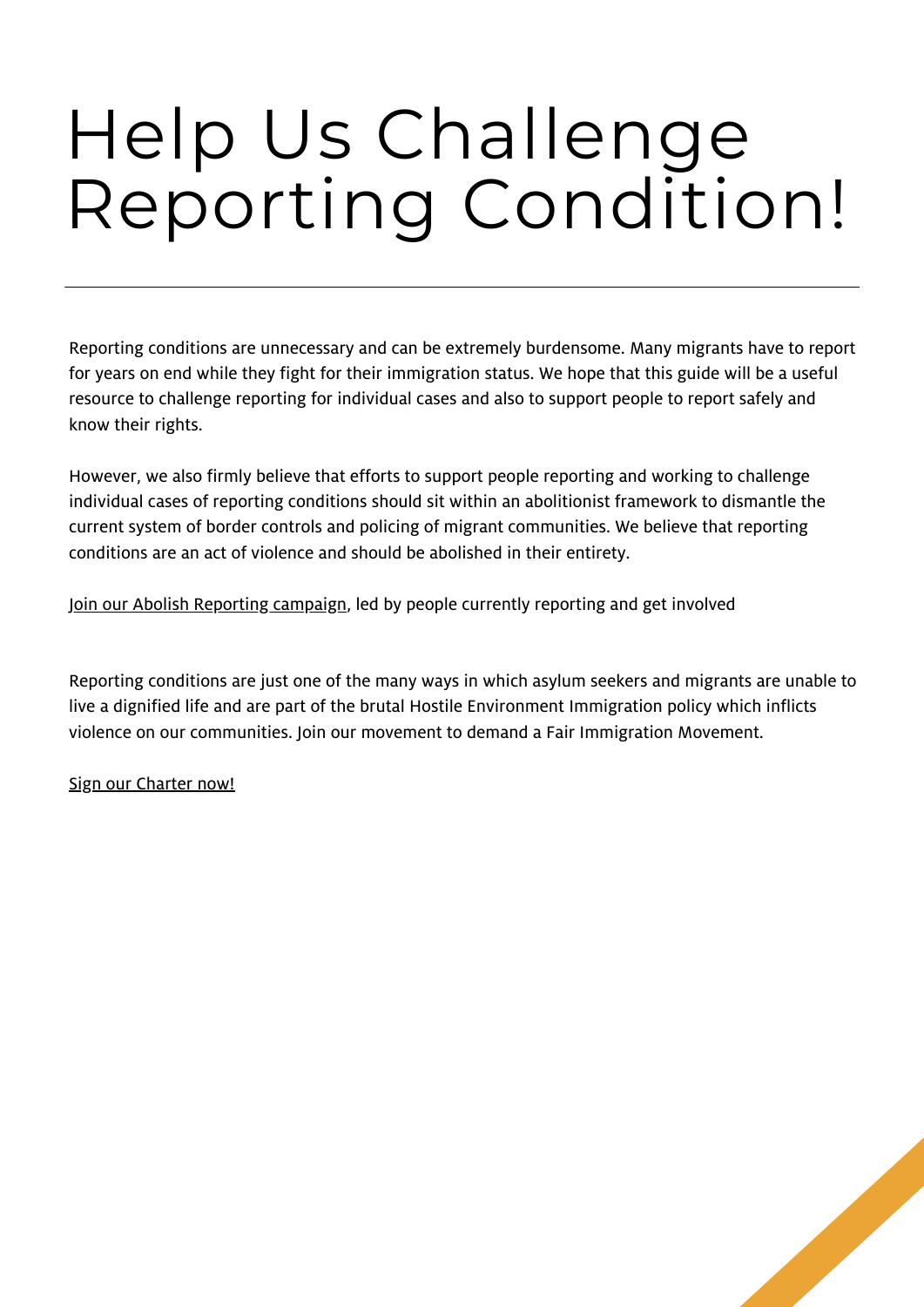# Help Us Challenge Reporting Condition!

---

Reporting conditions are unnecessary and can be extremely burdensome. Many migrants have to report for years on end while they fight for their immigration status. We hope that this guide will be a useful resource to challenge reporting for individual cases and also to support people to report safely and know their rights.

However, we also firmly believe that efforts to support people reporting and working to challenge individual cases of reporting conditions should sit within an abolitionist framework to dismantle the current system of border controls and policing of migrant communities. We believe that reporting conditions are an act of violence and should be abolished in their entirety.

Join our Abolish Reporting campaign, led by people currently reporting and get involved

Reporting conditions are just one of the many ways in which asylum seekers and migrants are unable to live a dignified life and are part of the brutal Hostile Environment Immigration policy which inflicts violence on our communities. Join our movement to demand a Fair Immigration Movement.

Sign our Charter now!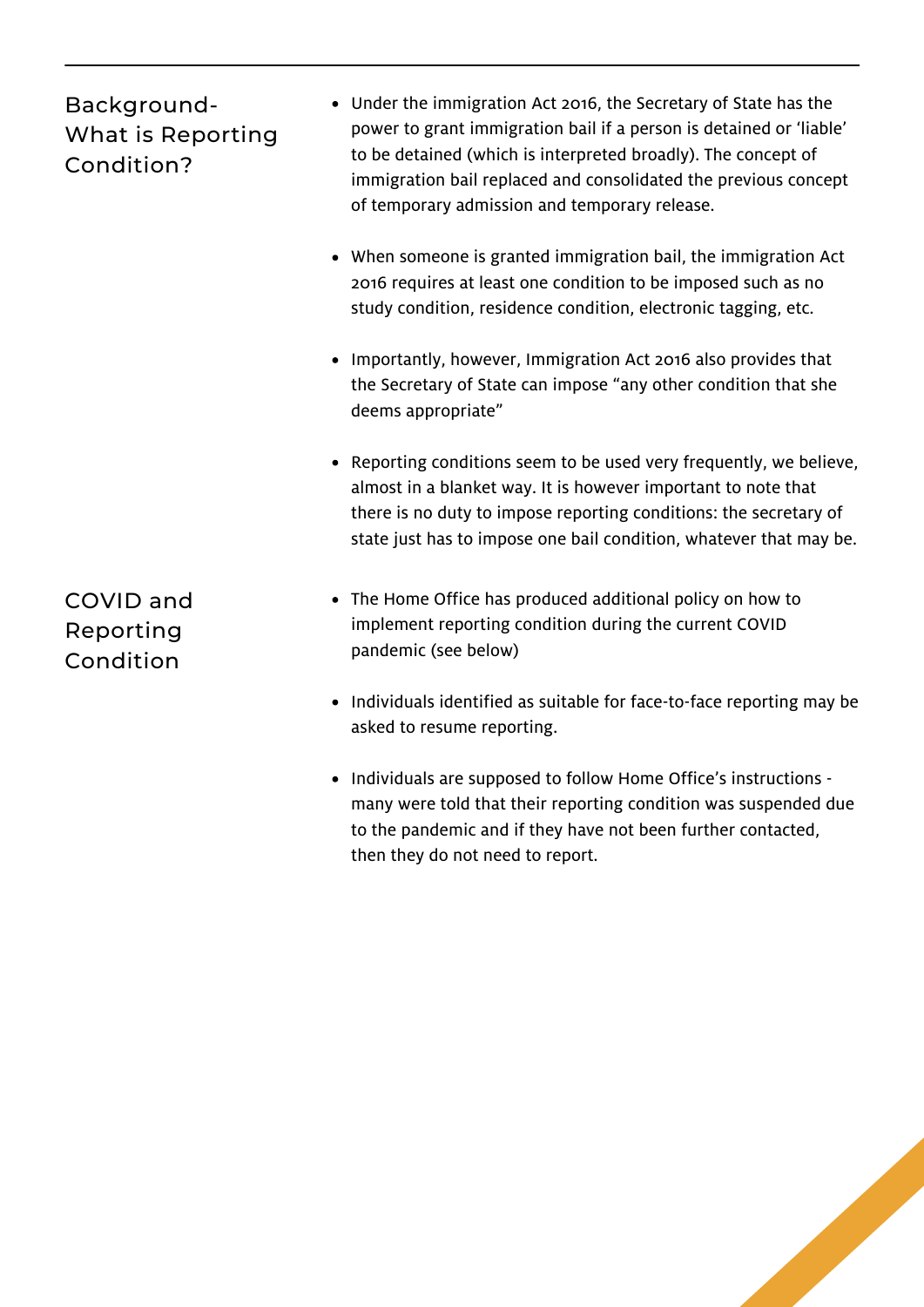## Background- What is Reporting Condition?

- Under the immigration Act 2016, the Secretary of State has the power to grant immigration bail if a person is detained or 'liable' to be detained (which is interpreted broadly). The concept of immigration bail replaced and consolidated the previous concept of temporary admission and temporary release.
- When someone is granted immigration bail, the immigration Act 2016 requires at least one condition to be imposed such as no study condition, residence condition, electronic tagging, etc.
- Importantly, however, Immigration Act 2016 also provides that the Secretary of State can impose "any other condition that she deems appropriate"
- Reporting conditions seem to be used very frequently, we believe, almost in a blanket way. It is however important to note that there is no duty to impose reporting conditions: the secretary of state just has to impose one bail condition, whatever that may be.

## COVID and Reporting Condition

- The Home Office has produced additional policy on how to implement reporting condition during the current COVID pandemic (see below)
- Individuals identified as suitable for face-to-face reporting may be asked to resume reporting.
- Individuals are supposed to follow Home Office's instructions - many were told that their reporting condition was suspended due to the pandemic and if they have not been further contacted, then they do not need to report.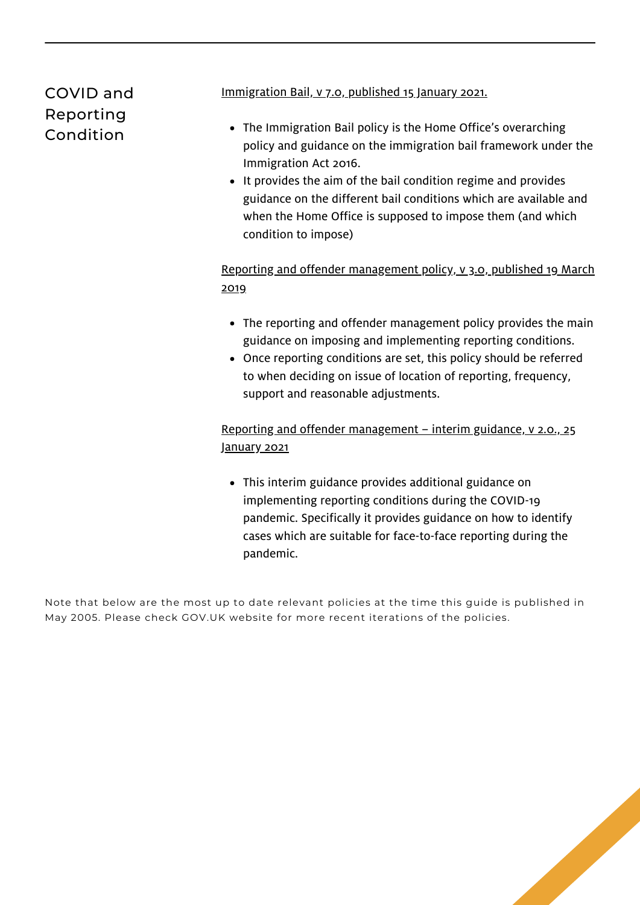## COVID and Reporting Condition

Immigration Bail, v 7.0, published 15 January 2021.

- The Immigration Bail policy is the Home Office's overarching policy and guidance on the immigration bail framework under the Immigration Act 2016.
- It provides the aim of the bail condition regime and provides guidance on the different bail conditions which are available and when the Home Office is supposed to impose them (and which condition to impose)

Reporting and offender management policy, v 3.0, published 19 March 2019

- The reporting and offender management policy provides the main guidance on imposing and implementing reporting conditions.
- Once reporting conditions are set, this policy should be referred to when deciding on issue of location of reporting, frequency, support and reasonable adjustments.

Reporting and offender management – interim guidance, v 2.0., 25 January 2021

- This interim guidance provides additional guidance on implementing reporting conditions during the COVID-19 pandemic. Specifically it provides guidance on how to identify cases which are suitable for face-to-face reporting during the pandemic.

Note that below are the most up to date relevant policies at the time this guide is published in May 2005. Please check GOV.UK website for more recent iterations of the policies.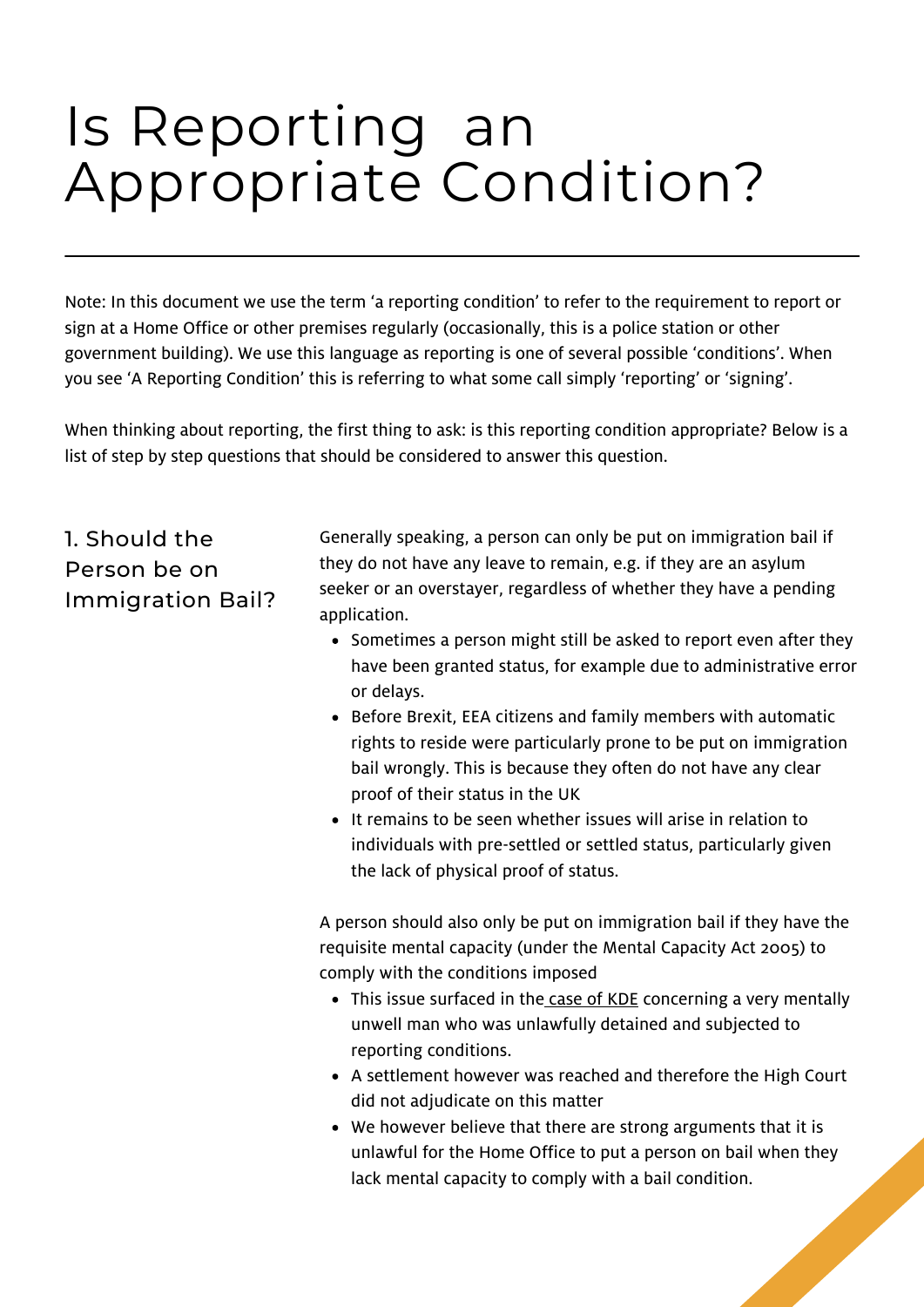# Is Reporting an Appropriate Condition?

Note: In this document we use the term 'a reporting condition' to refer to the requirement to report or sign at a Home Office or other premises regularly (occasionally, this is a police station or other government building). We use this language as reporting is one of several possible 'conditions'. When you see 'A Reporting Condition' this is referring to what some call simply 'reporting' or 'signing'.

When thinking about reporting, the first thing to ask: is this reporting condition appropriate? Below is a list of step by step questions that should be considered to answer this question.

## 1. Should the Person be on Immigration Bail?

Generally speaking, a person can only be put on immigration bail if they do not have any leave to remain, e.g. if they are an asylum seeker or an overstayer, regardless of whether they have a pending application.

- Sometimes a person might still be asked to report even after they have been granted status, for example due to administrative error or delays.
- Before Brexit, EEA citizens and family members with automatic rights to reside were particularly prone to be put on immigration bail wrongly. This is because they often do not have any clear proof of their status in the UK
- It remains to be seen whether issues will arise in relation to individuals with pre-settled or settled status, particularly given the lack of physical proof of status.

A person should also only be put on immigration bail if they have the requisite mental capacity (under the Mental Capacity Act 2005) to comply with the conditions imposed

- This issue surfaced in the case of KDE concerning a very mentally unwell man who was unlawfully detained and subjected to reporting conditions.
- A settlement however was reached and therefore the High Court did not adjudicate on this matter
- We however believe that there are strong arguments that it is unlawful for the Home Office to put a person on bail when they lack mental capacity to comply with a bail condition.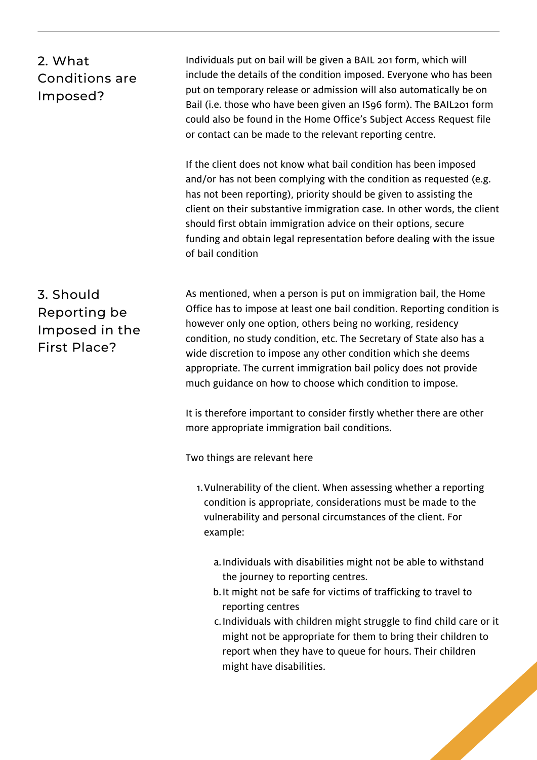## 2. What Conditions are Imposed?

Individuals put on bail will be given a BAIL 201 form, which will include the details of the condition imposed. Everyone who has been put on temporary release or admission will also automatically be on Bail (i.e. those who have been given an IS96 form). The BAIL201 form could also be found in the Home Office's Subject Access Request file or contact can be made to the relevant reporting centre.

If the client does not know what bail condition has been imposed and/or has not been complying with the condition as requested (e.g. has not been reporting), priority should be given to assisting the client on their substantive immigration case. In other words, the client should first obtain immigration advice on their options, secure funding and obtain legal representation before dealing with the issue of bail condition

## 3. Should Reporting be Imposed in the First Place?

As mentioned, when a person is put on immigration bail, the Home Office has to impose at least one bail condition. Reporting condition is however only one option, others being no working, residency condition, no study condition, etc. The Secretary of State also has a wide discretion to impose any other condition which she deems appropriate. The current immigration bail policy does not provide much guidance on how to choose which condition to impose.

It is therefore important to consider firstly whether there are other more appropriate immigration bail conditions.

Two things are relevant here

1. Vulnerability of the client. When assessing whether a reporting condition is appropriate, considerations must be made to the vulnerability and personal circumstances of the client. For example:
    a. Individuals with disabilities might not be able to withstand the journey to reporting centres.
    b. It might not be safe for victims of trafficking to travel to reporting centres
    c. Individuals with children might struggle to find child care or it might not be appropriate for them to bring their children to report when they have to queue for hours. Their children might have disabilities.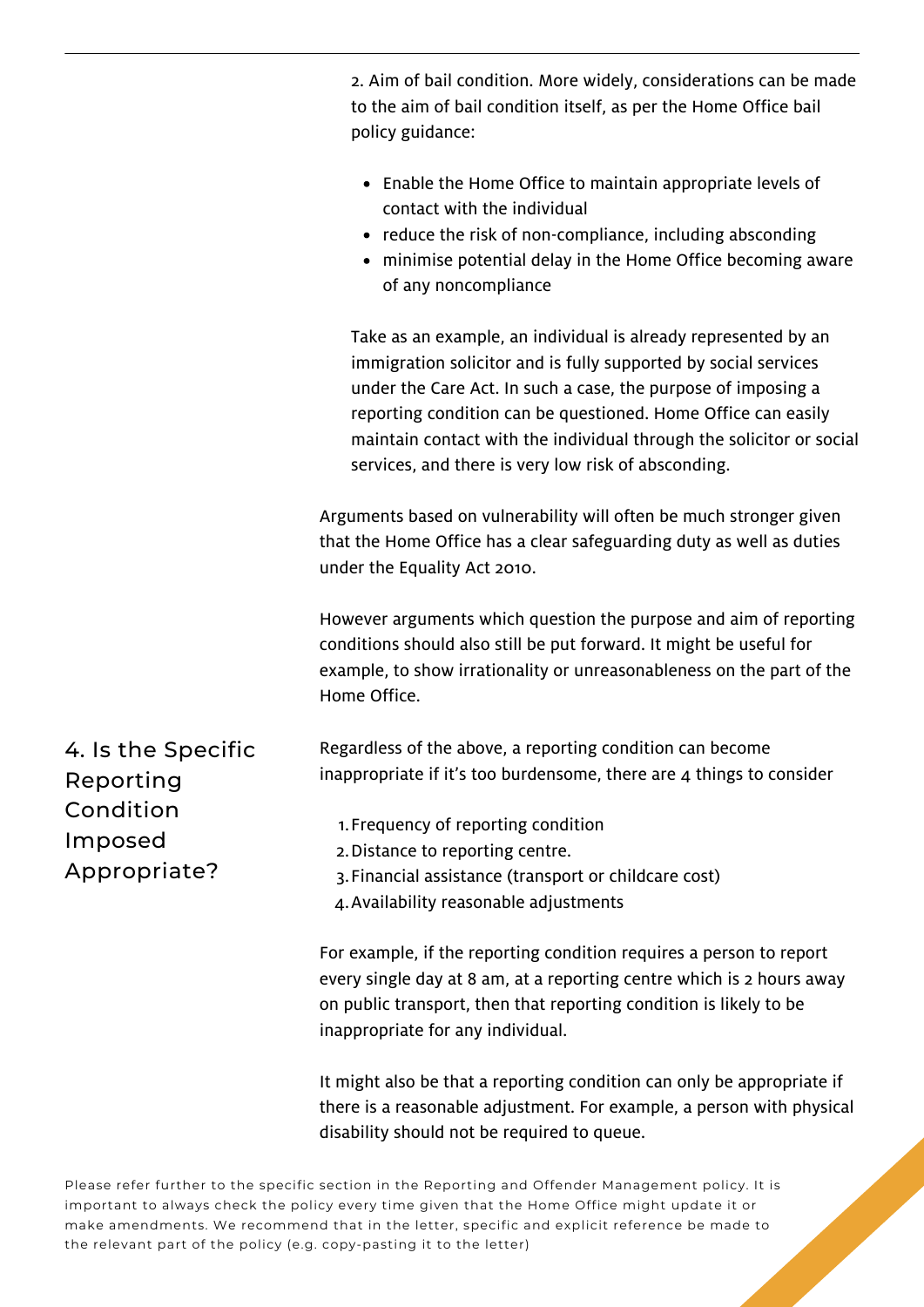2. Aim of bail condition. More widely, considerations can be made to the aim of bail condition itself, as per the Home Office bail policy guidance:

- Enable the Home Office to maintain appropriate levels of contact with the individual
- reduce the risk of non-compliance, including absconding
- minimise potential delay in the Home Office becoming aware of any noncompliance

Take as an example, an individual is already represented by an immigration solicitor and is fully supported by social services under the Care Act. In such a case, the purpose of imposing a reporting condition can be questioned. Home Office can easily maintain contact with the individual through the solicitor or social services, and there is very low risk of absconding.

Arguments based on vulnerability will often be much stronger given that the Home Office has a clear safeguarding duty as well as duties under the Equality Act 2010.

However arguments which question the purpose and aim of reporting conditions should also still be put forward. It might be useful for example, to show irrationality or unreasonableness on the part of the Home Office.

## 4. Is the Specific Reporting Condition Imposed Appropriate?

Regardless of the above, a reporting condition can become inappropriate if it's too burdensome, there are 4 things to consider

1. Frequency of reporting condition
2. Distance to reporting centre.
3. Financial assistance (transport or childcare cost)
4. Availability reasonable adjustments

For example, if the reporting condition requires a person to report every single day at 8 am, at a reporting centre which is 2 hours away on public transport, then that reporting condition is likely to be inappropriate for any individual.

It might also be that a reporting condition can only be appropriate if there is a reasonable adjustment. For example, a person with physical disability should not be required to queue.

Please refer further to the specific section in the Reporting and Offender Management policy. It is important to always check the policy every time given that the Home Office might update it or make amendments. We recommend that in the letter, specific and explicit reference be made to the relevant part of the policy (e.g. copy-pasting it to the letter)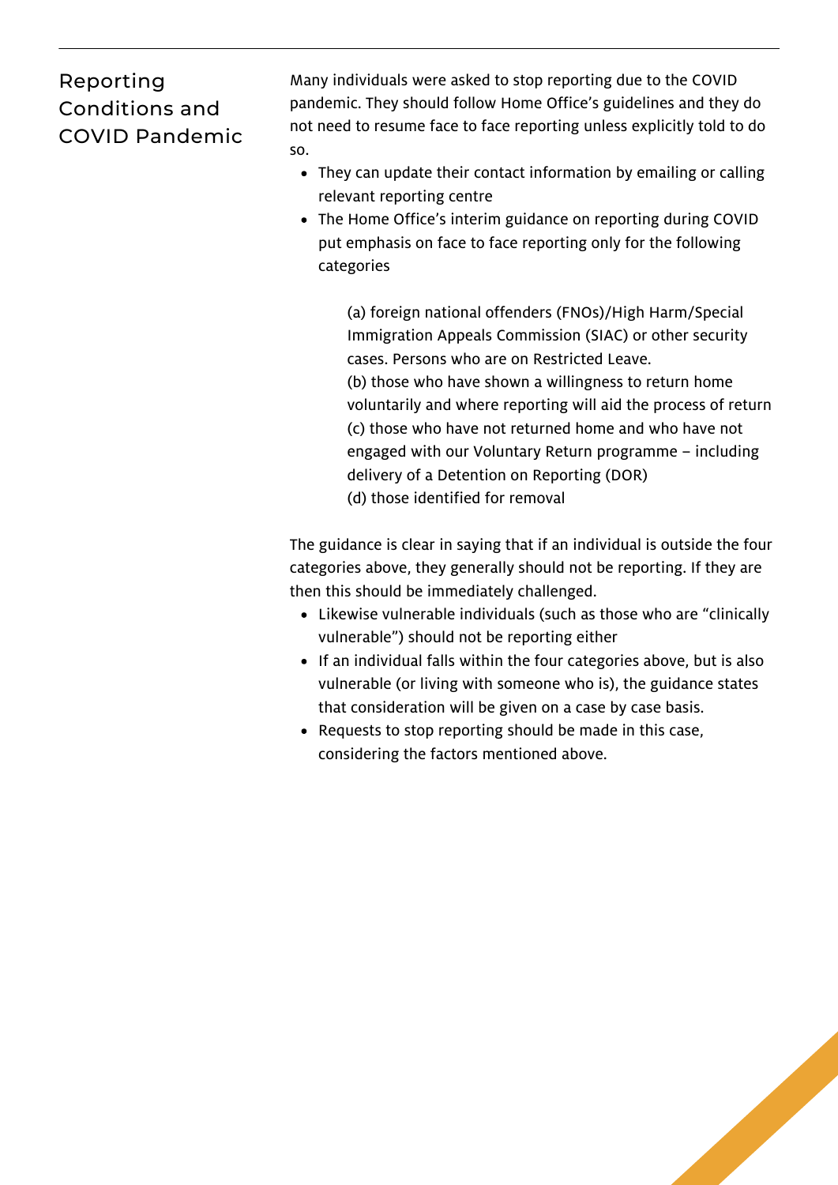## Reporting Conditions and COVID Pandemic

Many individuals were asked to stop reporting due to the COVID pandemic. They should follow Home Office's guidelines and they do not need to resume face to face reporting unless explicitly told to do so.

- They can update their contact information by emailing or calling relevant reporting centre
- The Home Office's interim guidance on reporting during COVID put emphasis on face to face reporting only for the following categories

> (a) foreign national offenders (FNOs)/High Harm/Special Immigration Appeals Commission (SIAC) or other security cases. Persons who are on Restricted Leave.
> (b) those who have shown a willingness to return home voluntarily and where reporting will aid the process of return
> (c) those who have not returned home and who have not engaged with our Voluntary Return programme – including delivery of a Detention on Reporting (DOR)
> (d) those identified for removal

The guidance is clear in saying that if an individual is outside the four categories above, they generally should not be reporting. If they are then this should be immediately challenged.

- Likewise vulnerable individuals (such as those who are "clinically vulnerable") should not be reporting either
- If an individual falls within the four categories above, but is also vulnerable (or living with someone who is), the guidance states that consideration will be given on a case by case basis.
- Requests to stop reporting should be made in this case, considering the factors mentioned above.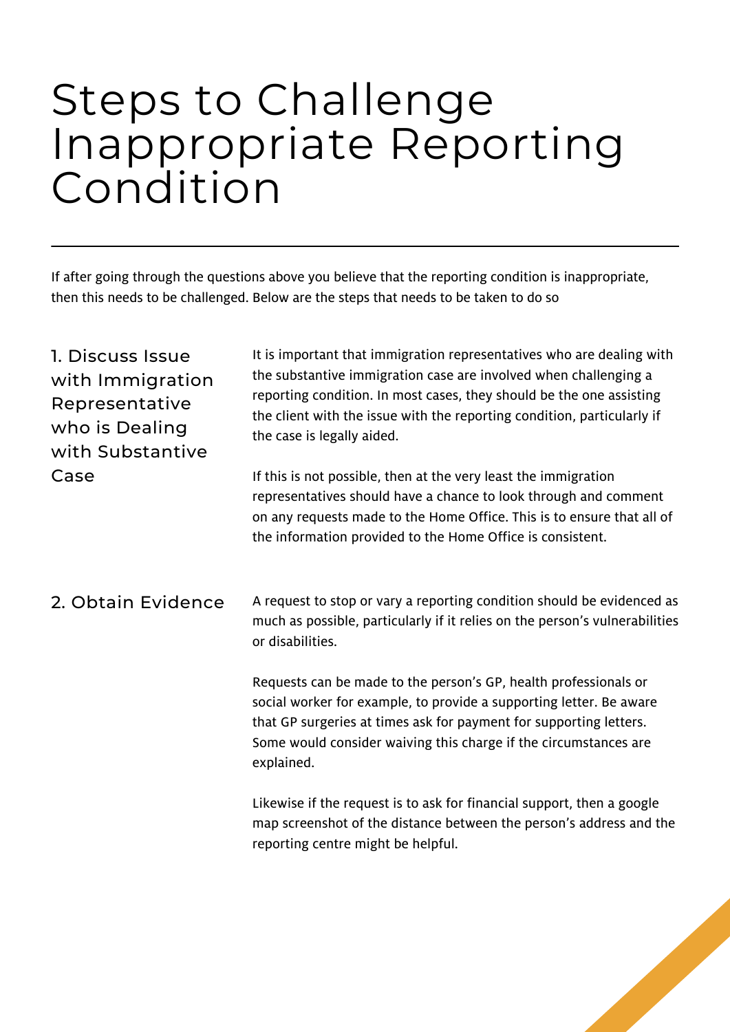# Steps to Challenge Inappropriate Reporting Condition

If after going through the questions above you believe that the reporting condition is inappropriate, then this needs to be challenged. Below are the steps that needs to be taken to do so

## 1. Discuss Issue with Immigration Representative who is Dealing with Substantive Case

It is important that immigration representatives who are dealing with the substantive immigration case are involved when challenging a reporting condition. In most cases, they should be the one assisting the client with the issue with the reporting condition, particularly if the case is legally aided.

If this is not possible, then at the very least the immigration representatives should have a chance to look through and comment on any requests made to the Home Office. This is to ensure that all of the information provided to the Home Office is consistent.

## 2. Obtain Evidence

A request to stop or vary a reporting condition should be evidenced as much as possible, particularly if it relies on the person's vulnerabilities or disabilities.

Requests can be made to the person's GP, health professionals or social worker for example, to provide a supporting letter. Be aware that GP surgeries at times ask for payment for supporting letters. Some would consider waiving this charge if the circumstances are explained.

Likewise if the request is to ask for financial support, then a google map screenshot of the distance between the person's address and the reporting centre might be helpful.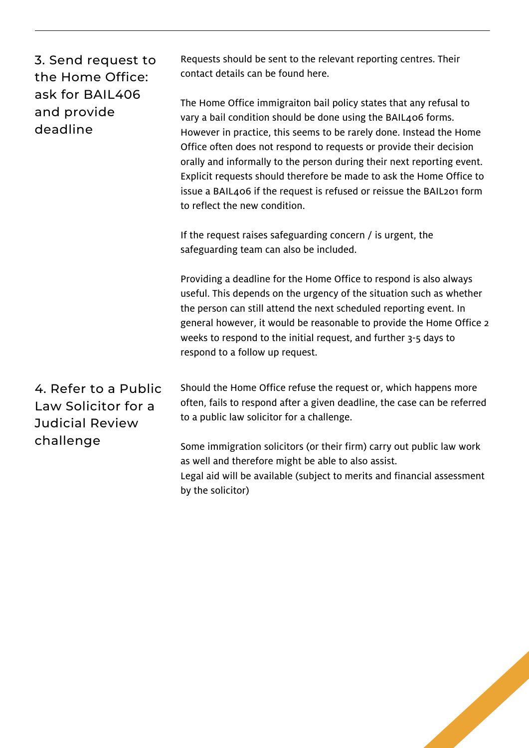### 3. Send request to the Home Office: ask for BAIL406 and provide deadline

Requests should be sent to the relevant reporting centres. Their contact details can be found here.

The Home Office immigraiton bail policy states that any refusal to vary a bail condition should be done using the BAIL406 forms. However in practice, this seems to be rarely done. Instead the Home Office often does not respond to requests or provide their decision orally and informally to the person during their next reporting event. Explicit requests should therefore be made to ask the Home Office to issue a BAIL406 if the request is refused or reissue the BAIL201 form to reflect the new condition.

If the request raises safeguarding concern / is urgent, the safeguarding team can also be included.

Providing a deadline for the Home Office to respond is also always useful. This depends on the urgency of the situation such as whether the person can still attend the next scheduled reporting event. In general however, it would be reasonable to provide the Home Office 2 weeks to respond to the initial request, and further 3-5 days to respond to a follow up request.

### 4. Refer to a Public Law Solicitor for a Judicial Review challenge

Should the Home Office refuse the request or, which happens more often, fails to respond after a given deadline, the case can be referred to a public law solicitor for a challenge.

Some immigration solicitors (or their firm) carry out public law work as well and therefore might be able to also assist.
Legal aid will be available (subject to merits and financial assessment by the solicitor)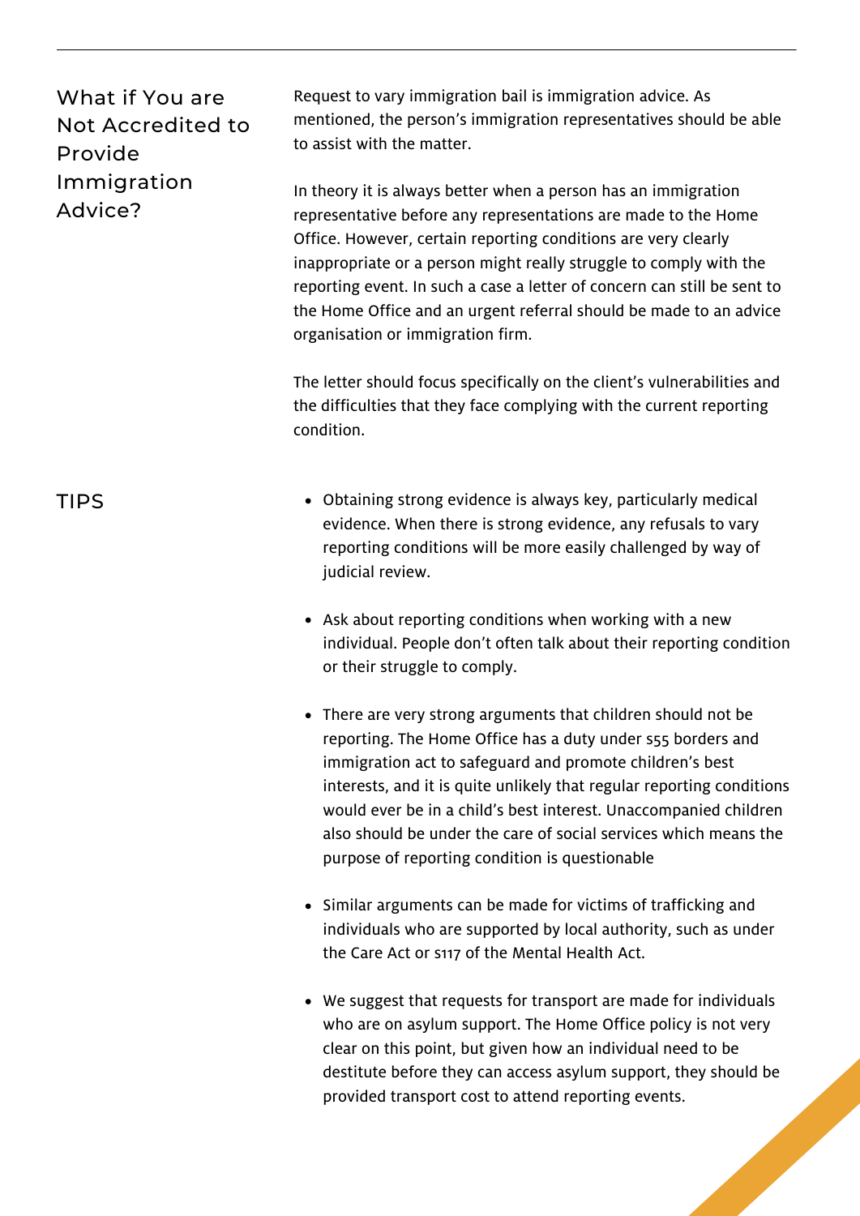## What if You are Not Accredited to Provide Immigration Advice?

Request to vary immigration bail is immigration advice. As mentioned, the person's immigration representatives should be able to assist with the matter.

In theory it is always better when a person has an immigration representative before any representations are made to the Home Office. However, certain reporting conditions are very clearly inappropriate or a person might really struggle to comply with the reporting event. In such a case a letter of concern can still be sent to the Home Office and an urgent referral should be made to an advice organisation or immigration firm.

The letter should focus specifically on the client's vulnerabilities and the difficulties that they face complying with the current reporting condition.

## TIPS

- Obtaining strong evidence is always key, particularly medical evidence. When there is strong evidence, any refusals to vary reporting conditions will be more easily challenged by way of judicial review.
- Ask about reporting conditions when working with a new individual. People don't often talk about their reporting condition or their struggle to comply.
- There are very strong arguments that children should not be reporting. The Home Office has a duty under s55 borders and immigration act to safeguard and promote children's best interests, and it is quite unlikely that regular reporting conditions would ever be in a child's best interest. Unaccompanied children also should be under the care of social services which means the purpose of reporting condition is questionable
- Similar arguments can be made for victims of trafficking and individuals who are supported by local authority, such as under the Care Act or s117 of the Mental Health Act.
- We suggest that requests for transport are made for individuals who are on asylum support. The Home Office policy is not very clear on this point, but given how an individual need to be destitute before they can access asylum support, they should be provided transport cost to attend reporting events.